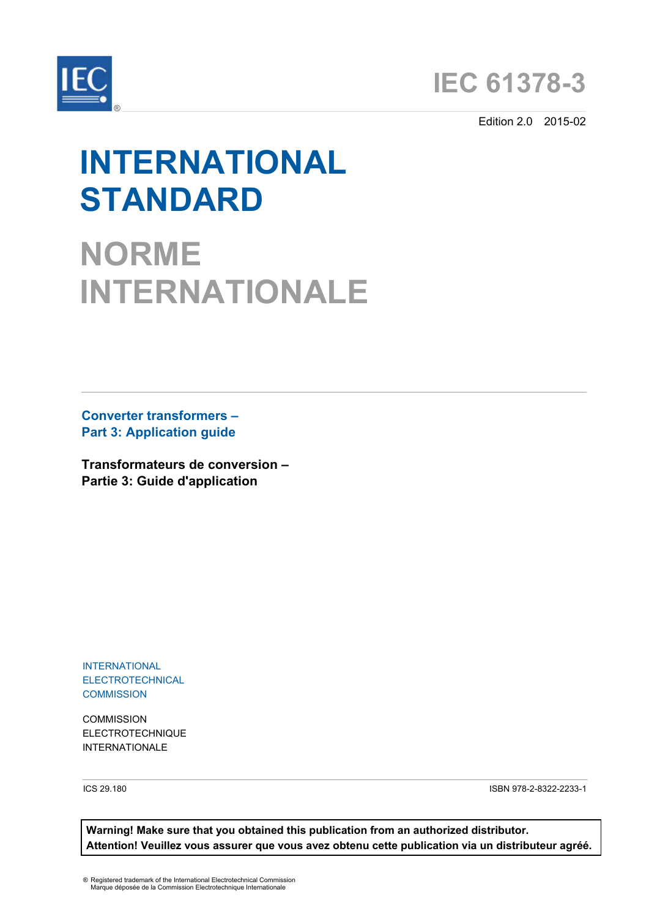IEC

# IEC 61378-3

Edition 2.0 2015-02

# INTERNATIONAL STANDARD

# NORME INTERNATIONALE

## Converter transformers – Part 3: Application guide

## Transformateurs de conversion – Partie 3: Guide d'application

INTERNATIONAL ELECTROTECHNICAL COMMISSION

COMMISSION ELECTROTECHNIQUE INTERNATIONALE

ICS 29.180

ISBN 978-2-8322-2233-1

**Warning! Make sure that you obtained this publication from an authorized distributor.**
**Attention! Veuillez vous assurer que vous avez obtenu cette publication via un distributeur agréé.**

® Registered trademark of the International Electrotechnical Commission
Marque déposée de la Commission Electrotechnique Internationale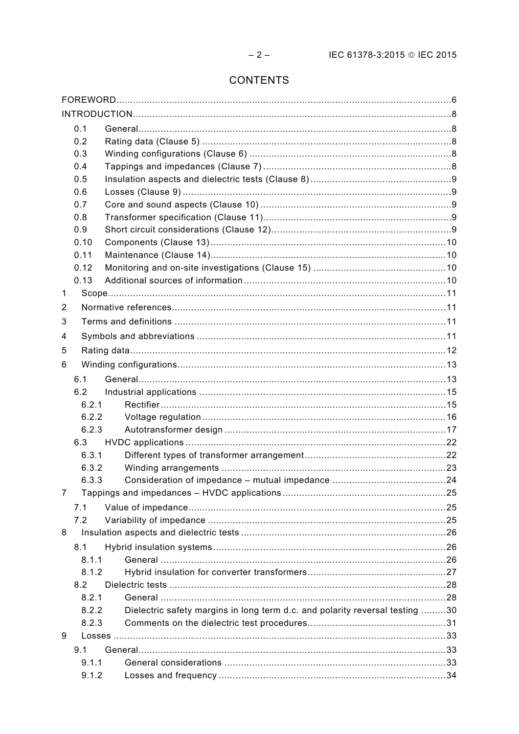# CONTENTS

FOREWORD .......... 6
INTRODUCTION .......... 8
- 0.1 General .......... 8
- 0.2 Rating data (Clause 5) .......... 8
- 0.3 Winding configurations (Clause 6) .......... 8
- 0.4 Tappings and impedances (Clause 7) .......... 8
- 0.5 Insulation aspects and dielectric tests (Clause 8) .......... 9
- 0.6 Losses (Clause 9) .......... 9
- 0.7 Core and sound aspects (Clause 10) .......... 9
- 0.8 Transformer specification (Clause 11) .......... 9
- 0.9 Short circuit considerations (Clause 12) .......... 9
- 0.10 Components (Clause 13) .......... 10
- 0.11 Maintenance (Clause 14) .......... 10
- 0.12 Monitoring and on-site investigations (Clause 15) .......... 10
- 0.13 Additional sources of information .......... 10

1 Scope .......... 11
2 Normative references .......... 11
3 Terms and definitions .......... 11
4 Symbols and abbreviations .......... 11
5 Rating data .......... 12
6 Winding configurations .......... 13
- 6.1 General .......... 13
- 6.2 Industrial applications .......... 15
  - 6.2.1 Rectifier .......... 15
  - 6.2.2 Voltage regulation .......... 16
  - 6.2.3 Autotransformer design .......... 17
- 6.3 HVDC applications .......... 22
  - 6.3.1 Different types of transformer arrangement .......... 22
  - 6.3.2 Winding arrangements .......... 23
  - 6.3.3 Consideration of impedance – mutual impedance .......... 24

7 Tappings and impedances – HVDC applications .......... 25
- 7.1 Value of impedance .......... 25
- 7.2 Variability of impedance .......... 25

8 Insulation aspects and dielectric tests .......... 26
- 8.1 Hybrid insulation systems .......... 26
  - 8.1.1 General .......... 26
  - 8.1.2 Hybrid insulation for converter transformers .......... 27
- 8.2 Dielectric tests .......... 28
  - 8.2.1 General .......... 28
  - 8.2.2 Dielectric safety margins in long term d.c. and polarity reversal testing .......... 30
  - 8.2.3 Comments on the dielectric test procedures .......... 31

9 Losses .......... 33
- 9.1 General .......... 33
  - 9.1.1 General considerations .......... 33
  - 9.1.2 Losses and frequency .......... 34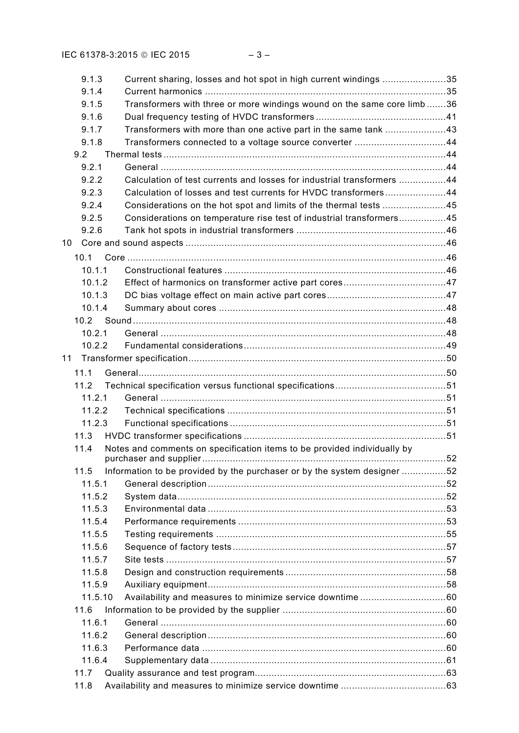9.1.3 Current sharing, losses and hot spot in high current windings ....................... 35
9.1.4 Current harmonics ....................................................................................... 35
9.1.5 Transformers with three or more windings wound on the same core limb ....... 36
9.1.6 Dual frequency testing of HVDC transformers ............................................... 41
9.1.7 Transformers with more than one active part in the same tank ...................... 43
9.1.8 Transformers connected to a voltage source converter ................................. 44
9.2 Thermal tests ...................................................................................................... 44
9.2.1 General ....................................................................................................... 44
9.2.2 Calculation of test currents and losses for industrial transformers ................. 44
9.2.3 Calculation of losses and test currents for HVDC transformers ...................... 44
9.2.4 Considerations on the hot spot and limits of the thermal tests ....................... 45
9.2.5 Considerations on temperature rise test of industrial transformers ................. 45
9.2.6 Tank hot spots in industrial transformers ...................................................... 46
10 Core and sound aspects .............................................................................................. 46
10.1 Core ................................................................................................................... 46
10.1.1 Constructional features ................................................................................ 46
10.1.2 Effect of harmonics on transformer active part cores ..................................... 47
10.1.3 DC bias voltage effect on main active part cores ........................................... 47
10.1.4 Summary about cores .................................................................................. 48
10.2 Sound ................................................................................................................ 48
10.2.1 General ....................................................................................................... 48
10.2.2 Fundamental considerations ......................................................................... 49
11 Transformer specification ............................................................................................ 50
11.1 General ............................................................................................................... 50
11.2 Technical specification versus functional specifications ........................................ 51
11.2.1 General ....................................................................................................... 51
11.2.2 Technical specifications ............................................................................... 51
11.2.3 Functional specifications .............................................................................. 51
11.3 HVDC transformer specifications ......................................................................... 51
11.4 Notes and comments on specification items to be provided individually by purchaser and supplier ....................................................................................... 52
11.5 Information to be provided by the purchaser or by the system designer ................ 52
11.5.1 General description ...................................................................................... 52
11.5.2 System data ................................................................................................. 52
11.5.3 Environmental data ...................................................................................... 53
11.5.4 Performance requirements ........................................................................... 53
11.5.5 Testing requirements ................................................................................... 55
11.5.6 Sequence of factory tests ............................................................................. 57
11.5.7 Site tests ..................................................................................................... 57
11.5.8 Design and construction requirements .......................................................... 58
11.5.9 Auxiliary equipment ...................................................................................... 58
11.5.10 Availability and measures to minimize service downtime ............................... 60
11.6 Information to be provided by the supplier ........................................................... 60
11.6.1 General ....................................................................................................... 60
11.6.2 General description ...................................................................................... 60
11.6.3 Performance data ........................................................................................ 60
11.6.4 Supplementary data ..................................................................................... 61
11.7 Quality assurance and test program ..................................................................... 63
11.8 Availability and measures to minimize service downtime ...................................... 63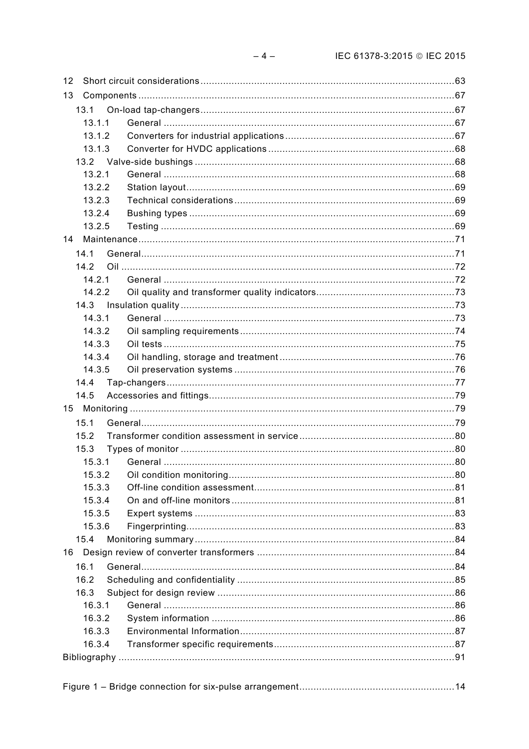12 Short circuit considerations .......................................................................................... 63
13 Components ................................................................................................................ 67
 13.1 On-load tap-changers .......................................................................................... 67
  13.1.1 General ....................................................................................................... 67
  13.1.2 Converters for industrial applications ............................................................ 67
  13.1.3 Converter for HVDC applications .................................................................. 68
 13.2 Valve-side bushings ............................................................................................ 68
  13.2.1 General ....................................................................................................... 68
  13.2.2 Station layout .............................................................................................. 69
  13.2.3 Technical considerations ............................................................................. 69
  13.2.4 Bushing types ............................................................................................. 69
  13.2.5 Testing ........................................................................................................ 69
14 Maintenance ................................................................................................................ 71
 14.1 General ............................................................................................................... 71
 14.2 Oil ...................................................................................................................... 72
  14.2.1 General ....................................................................................................... 72
  14.2.2 Oil quality and transformer quality indicators ................................................. 73
 14.3 Insulation quality ................................................................................................. 73
  14.3.1 General ....................................................................................................... 73
  14.3.2 Oil sampling requirements ............................................................................ 74
  14.3.3 Oil tests ...................................................................................................... 75
  14.3.4 Oil handling, storage and treatment .............................................................. 76
  14.3.5 Oil preservation systems .............................................................................. 76
 14.4 Tap-changers ...................................................................................................... 77
 14.5 Accessories and fittings ....................................................................................... 79
15 Monitoring ................................................................................................................... 79
 15.1 General ............................................................................................................... 79
 15.2 Transformer condition assessment in service ....................................................... 80
 15.3 Types of monitor ................................................................................................. 80
  15.3.1 General ....................................................................................................... 80
  15.3.2 Oil condition monitoring ................................................................................ 80
  15.3.3 Off-line condition assessment ....................................................................... 81
  15.3.4 On and off-line monitors ............................................................................... 81
  15.3.5 Expert systems ............................................................................................ 83
  15.3.6 Fingerprinting ............................................................................................... 83
 15.4 Monitoring summary ............................................................................................ 84
16 Design review of converter transformers ...................................................................... 84
 16.1 General ............................................................................................................... 84
 16.2 Scheduling and confidentiality ............................................................................. 85
 16.3 Subject for design review .................................................................................... 86
  16.3.1 General ....................................................................................................... 86
  16.3.2 System information ...................................................................................... 86
  16.3.3 Environmental Information ............................................................................ 87
  16.3.4 Transformer specific requirements ................................................................ 87
Bibliography ..................................................................................................................... 91

Figure 1 – Bridge connection for six-pulse arrangement ....................................................... 14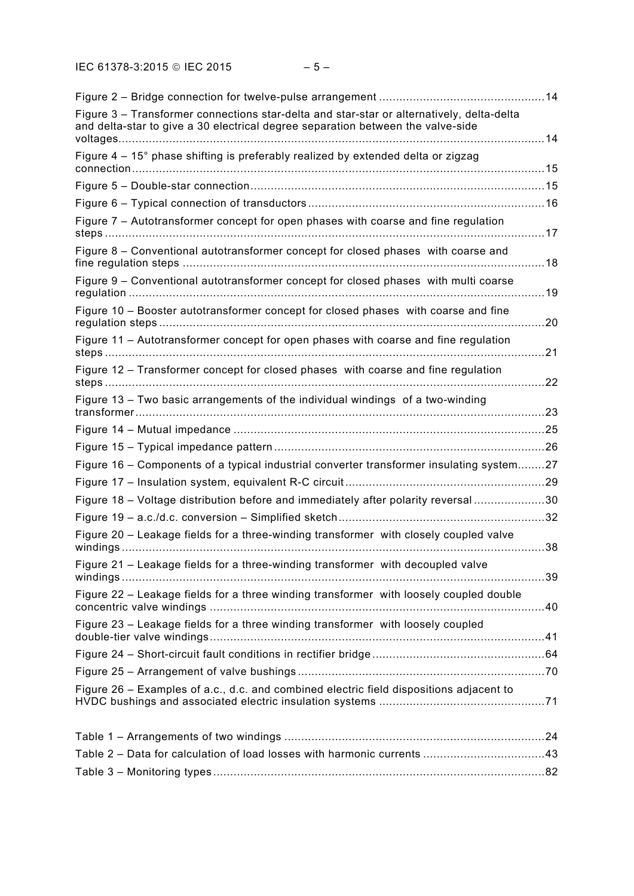Figure 2 – Bridge connection for twelve-pulse arrangement .....14

Figure 3 – Transformer connections star-delta and star-star or alternatively, delta-delta and delta-star to give a 30 electrical degree separation between the valve-side voltages.....14

Figure 4 – 15° phase shifting is preferably realized by extended delta or zigzag connection.....15

Figure 5 – Double-star connection.....15

Figure 6 – Typical connection of transductors.....16

Figure 7 – Autotransformer concept for open phases with coarse and fine regulation steps.....17

Figure 8 – Conventional autotransformer concept for closed phases with coarse and fine regulation steps.....18

Figure 9 – Conventional autotransformer concept for closed phases with multi coarse regulation.....19

Figure 10 – Booster autotransformer concept for closed phases with coarse and fine regulation steps.....20

Figure 11 – Autotransformer concept for open phases with coarse and fine regulation steps.....21

Figure 12 – Transformer concept for closed phases with coarse and fine regulation steps.....22

Figure 13 – Two basic arrangements of the individual windings of a two-winding transformer.....23

Figure 14 – Mutual impedance.....25

Figure 15 – Typical impedance pattern.....26

Figure 16 – Components of a typical industrial converter transformer insulating system.....27

Figure 17 – Insulation system, equivalent R-C circuit.....29

Figure 18 – Voltage distribution before and immediately after polarity reversal.....30

Figure 19 – a.c./d.c. conversion – Simplified sketch.....32

Figure 20 – Leakage fields for a three-winding transformer with closely coupled valve windings.....38

Figure 21 – Leakage fields for a three-winding transformer with decoupled valve windings.....39

Figure 22 – Leakage fields for a three winding transformer with loosely coupled double concentric valve windings.....40

Figure 23 – Leakage fields for a three winding transformer with loosely coupled double-tier valve windings.....41

Figure 24 – Short-circuit fault conditions in rectifier bridge.....64

Figure 25 – Arrangement of valve bushings.....70

Figure 26 – Examples of a.c., d.c. and combined electric field dispositions adjacent to HVDC bushings and associated electric insulation systems.....71

Table 1 – Arrangements of two windings.....24

Table 2 – Data for calculation of load losses with harmonic currents.....43

Table 3 – Monitoring types.....82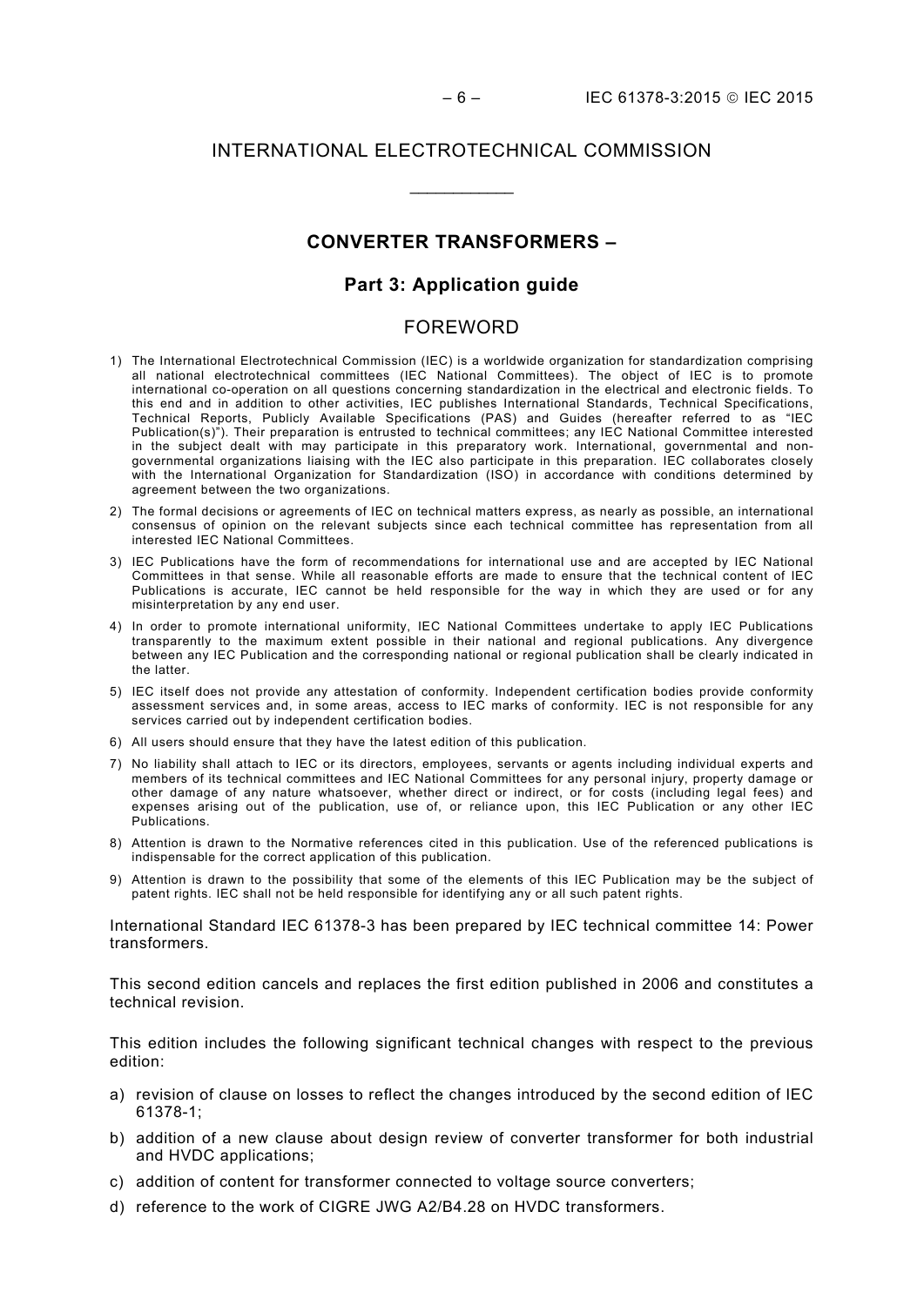# INTERNATIONAL ELECTROTECHNICAL COMMISSION

___________

## CONVERTER TRANSFORMERS –

## Part 3: Application guide

## FOREWORD

1) The International Electrotechnical Commission (IEC) is a worldwide organization for standardization comprising all national electrotechnical committees (IEC National Committees). The object of IEC is to promote international co-operation on all questions concerning standardization in the electrical and electronic fields. To this end and in addition to other activities, IEC publishes International Standards, Technical Specifications, Technical Reports, Publicly Available Specifications (PAS) and Guides (hereafter referred to as "IEC Publication(s)"). Their preparation is entrusted to technical committees; any IEC National Committee interested in the subject dealt with may participate in this preparatory work. International, governmental and non-governmental organizations liaising with the IEC also participate in this preparation. IEC collaborates closely with the International Organization for Standardization (ISO) in accordance with conditions determined by agreement between the two organizations.
2) The formal decisions or agreements of IEC on technical matters express, as nearly as possible, an international consensus of opinion on the relevant subjects since each technical committee has representation from all interested IEC National Committees.
3) IEC Publications have the form of recommendations for international use and are accepted by IEC National Committees in that sense. While all reasonable efforts are made to ensure that the technical content of IEC Publications is accurate, IEC cannot be held responsible for the way in which they are used or for any misinterpretation by any end user.
4) In order to promote international uniformity, IEC National Committees undertake to apply IEC Publications transparently to the maximum extent possible in their national and regional publications. Any divergence between any IEC Publication and the corresponding national or regional publication shall be clearly indicated in the latter.
5) IEC itself does not provide any attestation of conformity. Independent certification bodies provide conformity assessment services and, in some areas, access to IEC marks of conformity. IEC is not responsible for any services carried out by independent certification bodies.
6) All users should ensure that they have the latest edition of this publication.
7) No liability shall attach to IEC or its directors, employees, servants or agents including individual experts and members of its technical committees and IEC National Committees for any personal injury, property damage or other damage of any nature whatsoever, whether direct or indirect, or for costs (including legal fees) and expenses arising out of the publication, use of, or reliance upon, this IEC Publication or any other IEC Publications.
8) Attention is drawn to the Normative references cited in this publication. Use of the referenced publications is indispensable for the correct application of this publication.
9) Attention is drawn to the possibility that some of the elements of this IEC Publication may be the subject of patent rights. IEC shall not be held responsible for identifying any or all such patent rights.

International Standard IEC 61378-3 has been prepared by IEC technical committee 14: Power transformers.

This second edition cancels and replaces the first edition published in 2006 and constitutes a technical revision.

This edition includes the following significant technical changes with respect to the previous edition:

a) revision of clause on losses to reflect the changes introduced by the second edition of IEC 61378-1;
b) addition of a new clause about design review of converter transformer for both industrial and HVDC applications;
c) addition of content for transformer connected to voltage source converters;
d) reference to the work of CIGRE JWG A2/B4.28 on HVDC transformers.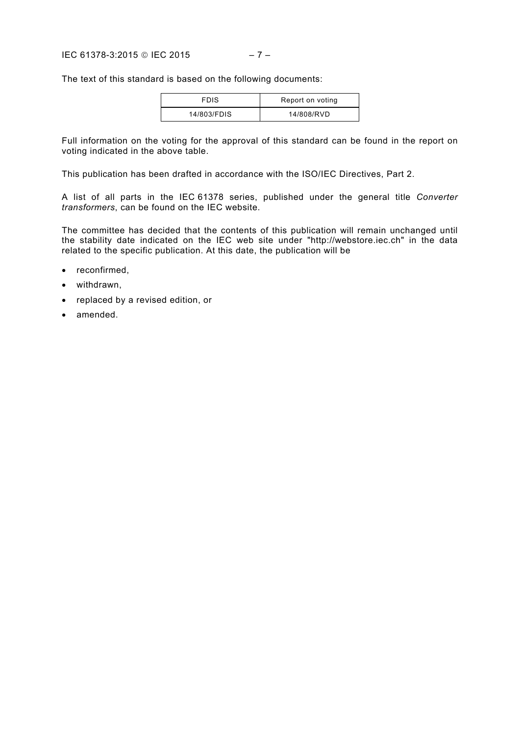The text of this standard is based on the following documents:

| FDIS | Report on voting |
| --- | --- |
| 14/803/FDIS | 14/808/RVD |

Full information on the voting for the approval of this standard can be found in the report on voting indicated in the above table.

This publication has been drafted in accordance with the ISO/IEC Directives, Part 2.

A list of all parts in the IEC 61378 series, published under the general title *Converter transformers*, can be found on the IEC website.

The committee has decided that the contents of this publication will remain unchanged until the stability date indicated on the IEC web site under "http://webstore.iec.ch" in the data related to the specific publication. At this date, the publication will be

- reconfirmed,
- withdrawn,
- replaced by a revised edition, or
- amended.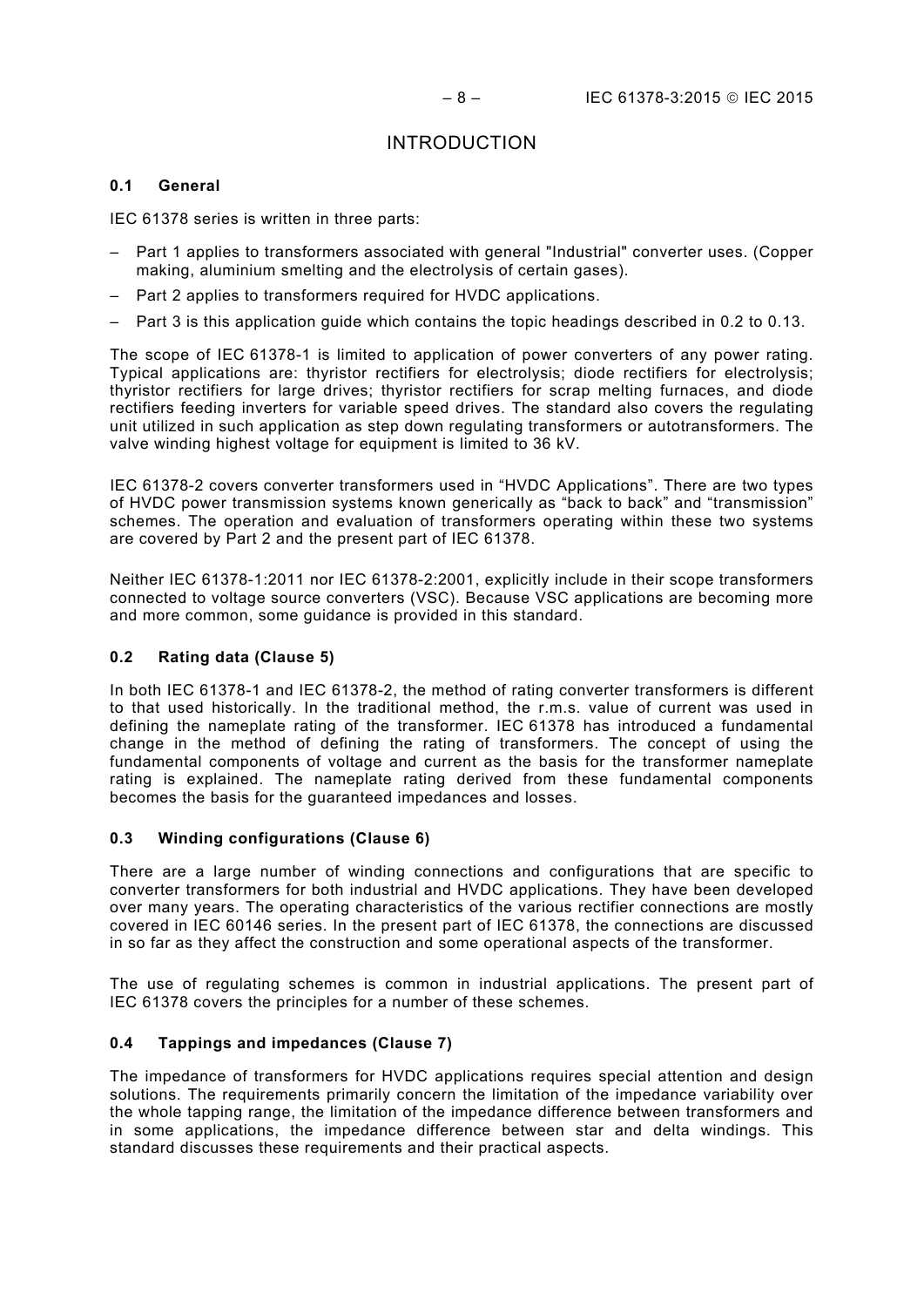# INTRODUCTION

## 0.1 General

IEC 61378 series is written in three parts:

- Part 1 applies to transformers associated with general "Industrial" converter uses. (Copper making, aluminium smelting and the electrolysis of certain gases).
- Part 2 applies to transformers required for HVDC applications.
- Part 3 is this application guide which contains the topic headings described in 0.2 to 0.13.

The scope of IEC 61378-1 is limited to application of power converters of any power rating. Typical applications are: thyristor rectifiers for electrolysis; diode rectifiers for electrolysis; thyristor rectifiers for large drives; thyristor rectifiers for scrap melting furnaces, and diode rectifiers feeding inverters for variable speed drives. The standard also covers the regulating unit utilized in such application as step down regulating transformers or autotransformers. The valve winding highest voltage for equipment is limited to 36 kV.

IEC 61378-2 covers converter transformers used in "HVDC Applications". There are two types of HVDC power transmission systems known generically as "back to back" and "transmission" schemes. The operation and evaluation of transformers operating within these two systems are covered by Part 2 and the present part of IEC 61378.

Neither IEC 61378-1:2011 nor IEC 61378-2:2001, explicitly include in their scope transformers connected to voltage source converters (VSC). Because VSC applications are becoming more and more common, some guidance is provided in this standard.

## 0.2 Rating data (Clause 5)

In both IEC 61378-1 and IEC 61378-2, the method of rating converter transformers is different to that used historically. In the traditional method, the r.m.s. value of current was used in defining the nameplate rating of the transformer. IEC 61378 has introduced a fundamental change in the method of defining the rating of transformers. The concept of using the fundamental components of voltage and current as the basis for the transformer nameplate rating is explained. The nameplate rating derived from these fundamental components becomes the basis for the guaranteed impedances and losses.

## 0.3 Winding configurations (Clause 6)

There are a large number of winding connections and configurations that are specific to converter transformers for both industrial and HVDC applications. They have been developed over many years. The operating characteristics of the various rectifier connections are mostly covered in IEC 60146 series. In the present part of IEC 61378, the connections are discussed in so far as they affect the construction and some operational aspects of the transformer.

The use of regulating schemes is common in industrial applications. The present part of IEC 61378 covers the principles for a number of these schemes.

## 0.4 Tappings and impedances (Clause 7)

The impedance of transformers for HVDC applications requires special attention and design solutions. The requirements primarily concern the limitation of the impedance variability over the whole tapping range, the limitation of the impedance difference between transformers and in some applications, the impedance difference between star and delta windings. This standard discusses these requirements and their practical aspects.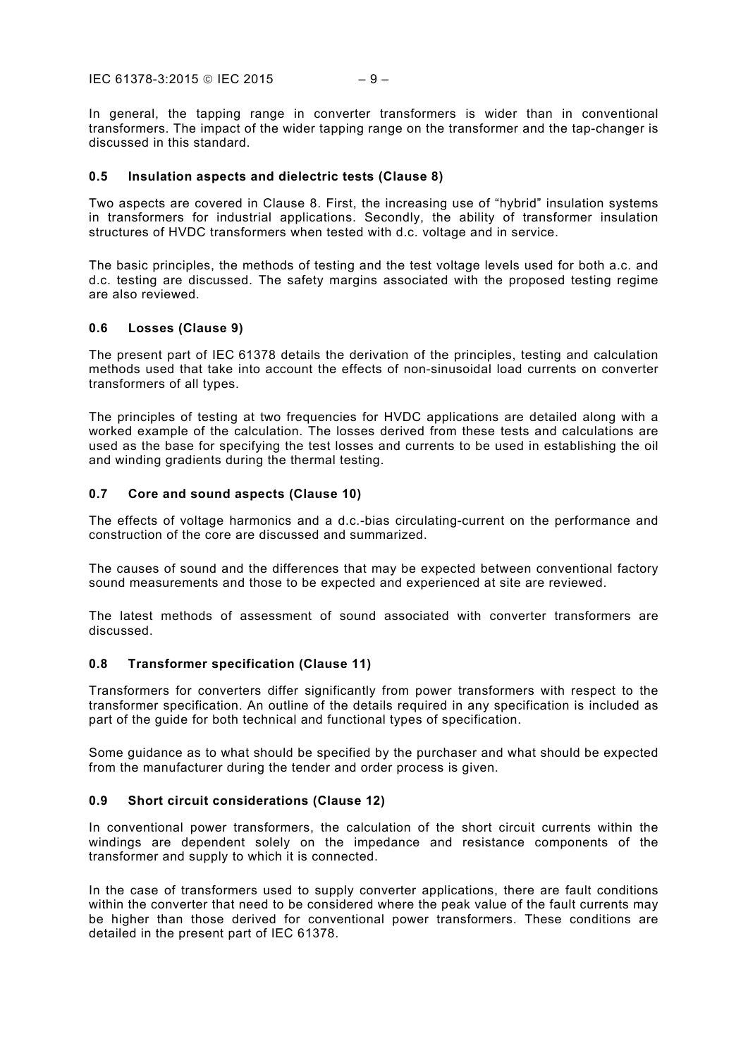In general, the tapping range in converter transformers is wider than in conventional transformers. The impact of the wider tapping range on the transformer and the tap-changer is discussed in this standard.

### 0.5 Insulation aspects and dielectric tests (Clause 8)

Two aspects are covered in Clause 8. First, the increasing use of "hybrid" insulation systems in transformers for industrial applications. Secondly, the ability of transformer insulation structures of HVDC transformers when tested with d.c. voltage and in service.

The basic principles, the methods of testing and the test voltage levels used for both a.c. and d.c. testing are discussed. The safety margins associated with the proposed testing regime are also reviewed.

### 0.6 Losses (Clause 9)

The present part of IEC 61378 details the derivation of the principles, testing and calculation methods used that take into account the effects of non-sinusoidal load currents on converter transformers of all types.

The principles of testing at two frequencies for HVDC applications are detailed along with a worked example of the calculation. The losses derived from these tests and calculations are used as the base for specifying the test losses and currents to be used in establishing the oil and winding gradients during the thermal testing.

### 0.7 Core and sound aspects (Clause 10)

The effects of voltage harmonics and a d.c.-bias circulating-current on the performance and construction of the core are discussed and summarized.

The causes of sound and the differences that may be expected between conventional factory sound measurements and those to be expected and experienced at site are reviewed.

The latest methods of assessment of sound associated with converter transformers are discussed.

### 0.8 Transformer specification (Clause 11)

Transformers for converters differ significantly from power transformers with respect to the transformer specification. An outline of the details required in any specification is included as part of the guide for both technical and functional types of specification.

Some guidance as to what should be specified by the purchaser and what should be expected from the manufacturer during the tender and order process is given.

### 0.9 Short circuit considerations (Clause 12)

In conventional power transformers, the calculation of the short circuit currents within the windings are dependent solely on the impedance and resistance components of the transformer and supply to which it is connected.

In the case of transformers used to supply converter applications, there are fault conditions within the converter that need to be considered where the peak value of the fault currents may be higher than those derived for conventional power transformers. These conditions are detailed in the present part of IEC 61378.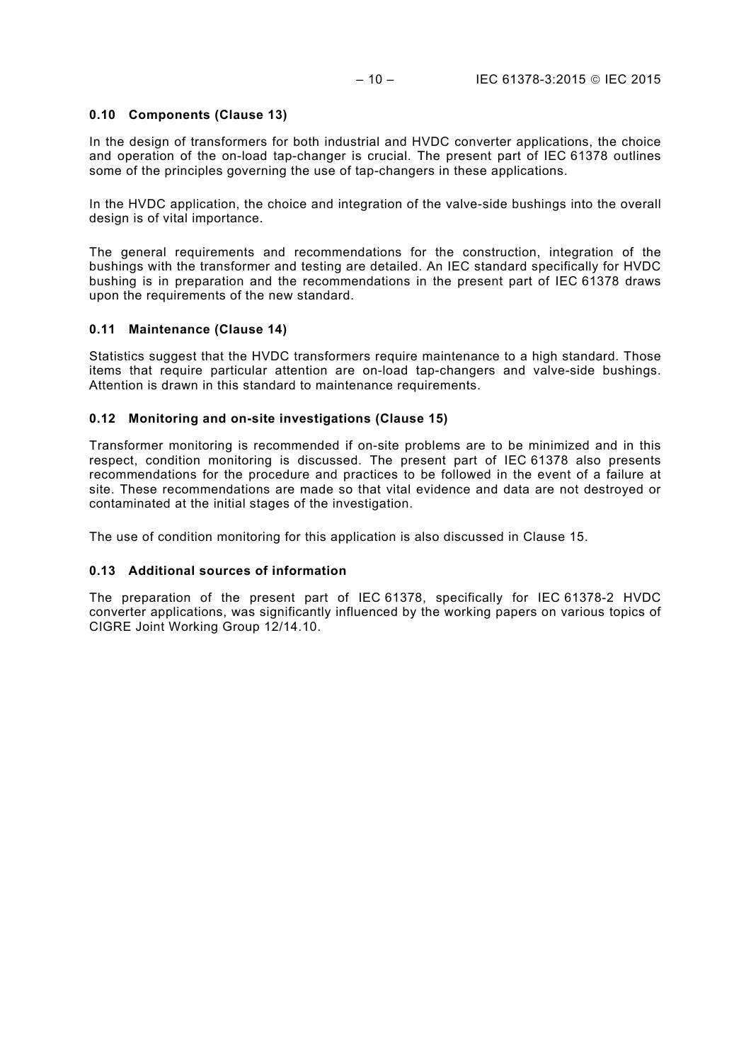### 0.10 Components (Clause 13)

In the design of transformers for both industrial and HVDC converter applications, the choice and operation of the on-load tap-changer is crucial. The present part of IEC 61378 outlines some of the principles governing the use of tap-changers in these applications.

In the HVDC application, the choice and integration of the valve-side bushings into the overall design is of vital importance.

The general requirements and recommendations for the construction, integration of the bushings with the transformer and testing are detailed. An IEC standard specifically for HVDC bushing is in preparation and the recommendations in the present part of IEC 61378 draws upon the requirements of the new standard.

### 0.11 Maintenance (Clause 14)

Statistics suggest that the HVDC transformers require maintenance to a high standard. Those items that require particular attention are on-load tap-changers and valve-side bushings. Attention is drawn in this standard to maintenance requirements.

### 0.12 Monitoring and on-site investigations (Clause 15)

Transformer monitoring is recommended if on-site problems are to be minimized and in this respect, condition monitoring is discussed. The present part of IEC 61378 also presents recommendations for the procedure and practices to be followed in the event of a failure at site. These recommendations are made so that vital evidence and data are not destroyed or contaminated at the initial stages of the investigation.

The use of condition monitoring for this application is also discussed in Clause 15.

### 0.13 Additional sources of information

The preparation of the present part of IEC 61378, specifically for IEC 61378-2 HVDC converter applications, was significantly influenced by the working papers on various topics of CIGRE Joint Working Group 12/14.10.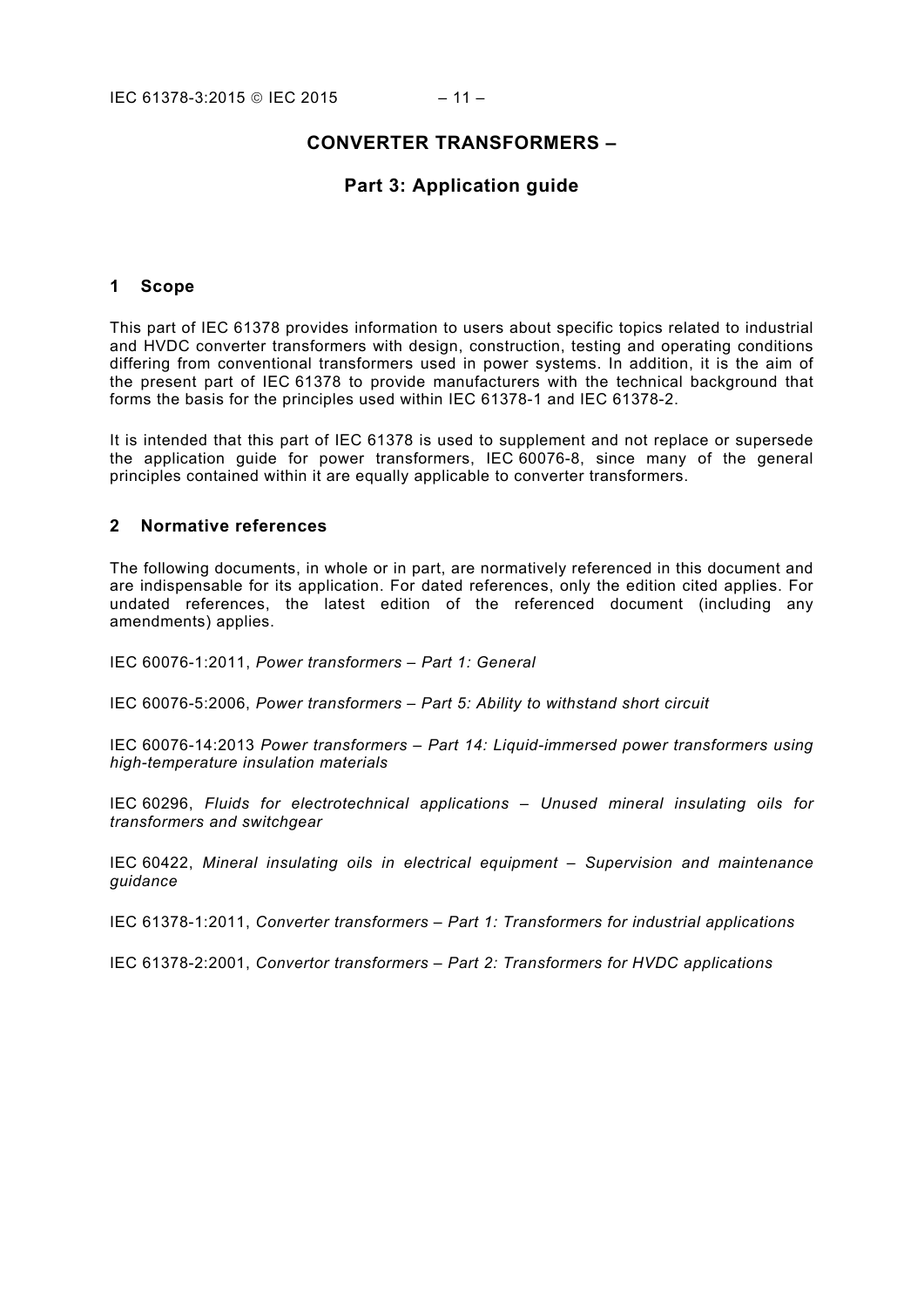# CONVERTER TRANSFORMERS –

# Part 3: Application guide

## 1 Scope

This part of IEC 61378 provides information to users about specific topics related to industrial and HVDC converter transformers with design, construction, testing and operating conditions differing from conventional transformers used in power systems. In addition, it is the aim of the present part of IEC 61378 to provide manufacturers with the technical background that forms the basis for the principles used within IEC 61378-1 and IEC 61378-2.

It is intended that this part of IEC 61378 is used to supplement and not replace or supersede the application guide for power transformers, IEC 60076-8, since many of the general principles contained within it are equally applicable to converter transformers.

## 2 Normative references

The following documents, in whole or in part, are normatively referenced in this document and are indispensable for its application. For dated references, only the edition cited applies. For undated references, the latest edition of the referenced document (including any amendments) applies.

IEC 60076-1:2011, *Power transformers – Part 1: General*

IEC 60076-5:2006, *Power transformers – Part 5: Ability to withstand short circuit*

IEC 60076-14:2013 *Power transformers – Part 14: Liquid-immersed power transformers using high-temperature insulation materials*

IEC 60296, *Fluids for electrotechnical applications – Unused mineral insulating oils for transformers and switchgear*

IEC 60422, *Mineral insulating oils in electrical equipment – Supervision and maintenance guidance*

IEC 61378-1:2011, *Converter transformers – Part 1: Transformers for industrial applications*

IEC 61378-2:2001, *Convertor transformers – Part 2: Transformers for HVDC applications*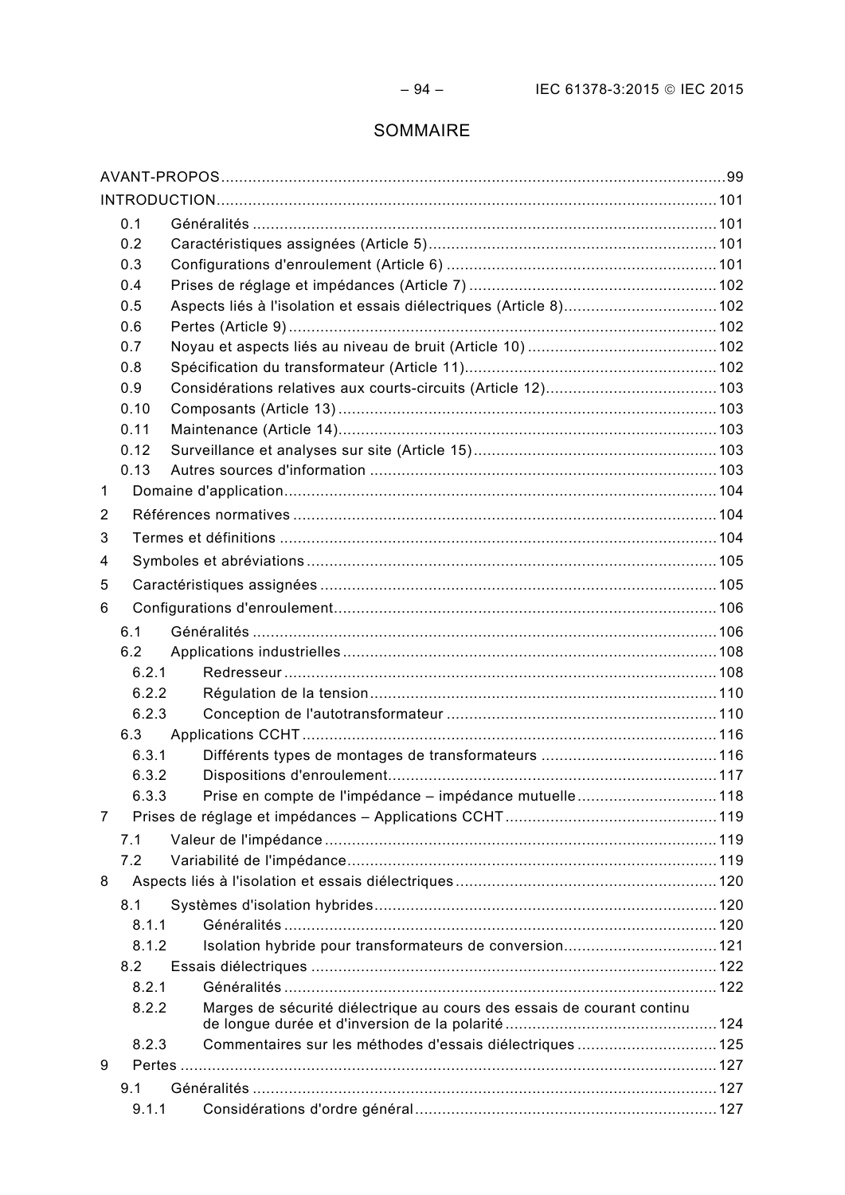# SOMMAIRE

AVANT-PROPOS .......... 99
INTRODUCTION .......... 101
- 0.1 Généralités .......... 101
- 0.2 Caractéristiques assignées (Article 5) .......... 101
- 0.3 Configurations d'enroulement (Article 6) .......... 101
- 0.4 Prises de réglage et impédances (Article 7) .......... 102
- 0.5 Aspects liés à l'isolation et essais diélectriques (Article 8) .......... 102
- 0.6 Pertes (Article 9) .......... 102
- 0.7 Noyau et aspects liés au niveau de bruit (Article 10) .......... 102
- 0.8 Spécification du transformateur (Article 11) .......... 102
- 0.9 Considérations relatives aux courts-circuits (Article 12) .......... 103
- 0.10 Composants (Article 13) .......... 103
- 0.11 Maintenance (Article 14) .......... 103
- 0.12 Surveillance et analyses sur site (Article 15) .......... 103
- 0.13 Autres sources d'information .......... 103

1 Domaine d'application .......... 104
2 Références normatives .......... 104
3 Termes et définitions .......... 104
4 Symboles et abréviations .......... 105
5 Caractéristiques assignées .......... 105
6 Configurations d'enroulement .......... 106
- 6.1 Généralités .......... 106
- 6.2 Applications industrielles .......... 108
  - 6.2.1 Redresseur .......... 108
  - 6.2.2 Régulation de la tension .......... 110
  - 6.2.3 Conception de l'autotransformateur .......... 110
- 6.3 Applications CCHT .......... 116
  - 6.3.1 Différents types de montages de transformateurs .......... 116
  - 6.3.2 Dispositions d'enroulement .......... 117
  - 6.3.3 Prise en compte de l'impédance – impédance mutuelle .......... 118

7 Prises de réglage et impédances – Applications CCHT .......... 119
- 7.1 Valeur de l'impédance .......... 119
- 7.2 Variabilité de l'impédance .......... 119

8 Aspects liés à l'isolation et essais diélectriques .......... 120
- 8.1 Systèmes d'isolation hybrides .......... 120
  - 8.1.1 Généralités .......... 120
  - 8.1.2 Isolation hybride pour transformateurs de conversion .......... 121
- 8.2 Essais diélectriques .......... 122
  - 8.2.1 Généralités .......... 122
  - 8.2.2 Marges de sécurité diélectrique au cours des essais de courant continu de longue durée et d'inversion de la polarité .......... 124
  - 8.2.3 Commentaires sur les méthodes d'essais diélectriques .......... 125

9 Pertes .......... 127
- 9.1 Généralités .......... 127
  - 9.1.1 Considérations d'ordre général .......... 127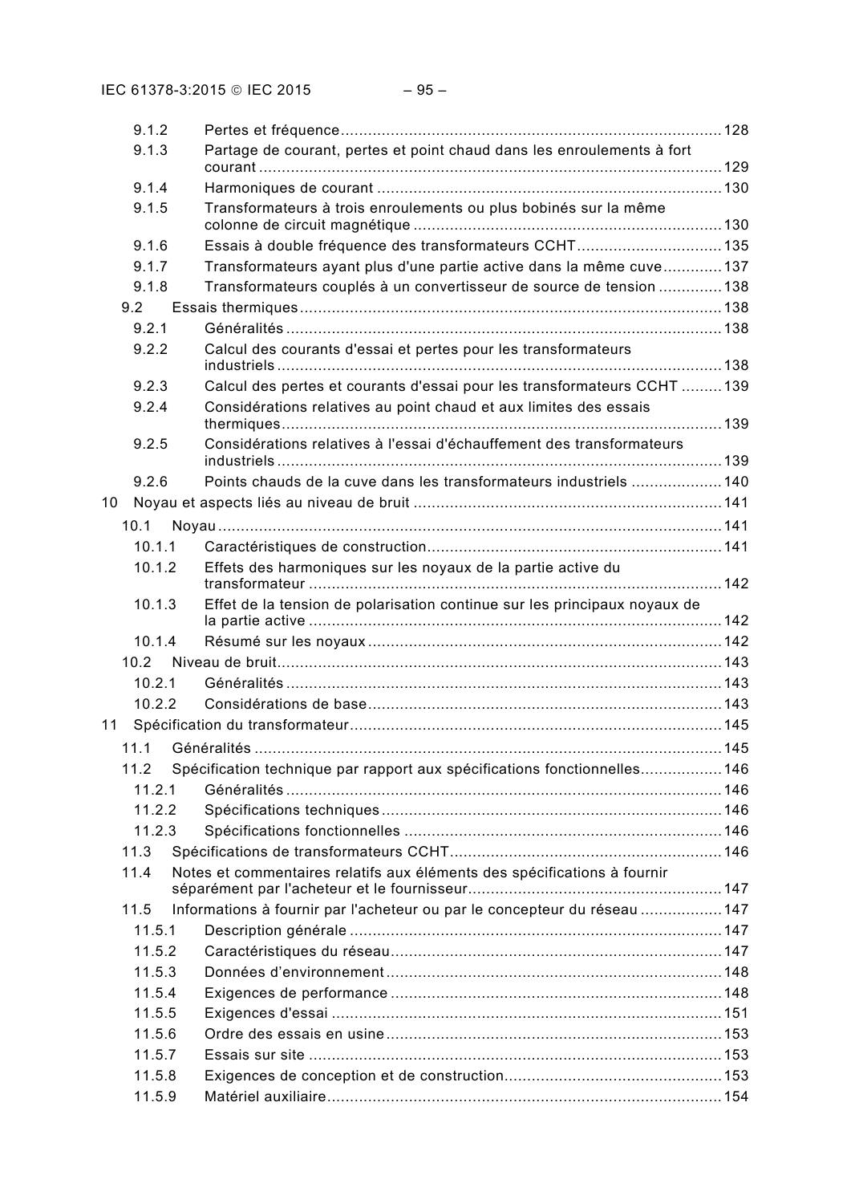9.1.2 Pertes et fréquence ........................................................................................ 128
9.1.3 Partage de courant, pertes et point chaud dans les enroulements à fort courant ........................................................................................ 129
9.1.4 Harmoniques de courant ........................................................................................ 130
9.1.5 Transformateurs à trois enroulements ou plus bobinés sur la même colonne de circuit magnétique ........................................................................................ 130
9.1.6 Essais à double fréquence des transformateurs CCHT ........................................................................................ 135
9.1.7 Transformateurs ayant plus d'une partie active dans la même cuve ........................................................................................ 137
9.1.8 Transformateurs couplés à un convertisseur de source de tension ........................................................................................ 138
9.2 Essais thermiques ........................................................................................ 138
9.2.1 Généralités ........................................................................................ 138
9.2.2 Calcul des courants d'essai et pertes pour les transformateurs industriels ........................................................................................ 138
9.2.3 Calcul des pertes et courants d'essai pour les transformateurs CCHT ........................................................................................ 139
9.2.4 Considérations relatives au point chaud et aux limites des essais thermiques ........................................................................................ 139
9.2.5 Considérations relatives à l'essai d'échauffement des transformateurs industriels ........................................................................................ 139
9.2.6 Points chauds de la cuve dans les transformateurs industriels ........................................................................................ 140
10 Noyau et aspects liés au niveau de bruit ........................................................................................ 141
10.1 Noyau ........................................................................................ 141
10.1.1 Caractéristiques de construction ........................................................................................ 141
10.1.2 Effets des harmoniques sur les noyaux de la partie active du transformateur ........................................................................................ 142
10.1.3 Effet de la tension de polarisation continue sur les principaux noyaux de la partie active ........................................................................................ 142
10.1.4 Résumé sur les noyaux ........................................................................................ 142
10.2 Niveau de bruit ........................................................................................ 143
10.2.1 Généralités ........................................................................................ 143
10.2.2 Considérations de base ........................................................................................ 143
11 Spécification du transformateur ........................................................................................ 145
11.1 Généralités ........................................................................................ 145
11.2 Spécification technique par rapport aux spécifications fonctionnelles ........................................................................................ 146
11.2.1 Généralités ........................................................................................ 146
11.2.2 Spécifications techniques ........................................................................................ 146
11.2.3 Spécifications fonctionnelles ........................................................................................ 146
11.3 Spécifications de transformateurs CCHT ........................................................................................ 146
11.4 Notes et commentaires relatifs aux éléments des spécifications à fournir séparément par l'acheteur et le fournisseur ........................................................................................ 147
11.5 Informations à fournir par l'acheteur ou par le concepteur du réseau ........................................................................................ 147
11.5.1 Description générale ........................................................................................ 147
11.5.2 Caractéristiques du réseau ........................................................................................ 147
11.5.3 Données d'environnement ........................................................................................ 148
11.5.4 Exigences de performance ........................................................................................ 148
11.5.5 Exigences d'essai ........................................................................................ 151
11.5.6 Ordre des essais en usine ........................................................................................ 153
11.5.7 Essais sur site ........................................................................................ 153
11.5.8 Exigences de conception et de construction ........................................................................................ 153
11.5.9 Matériel auxiliaire ........................................................................................ 154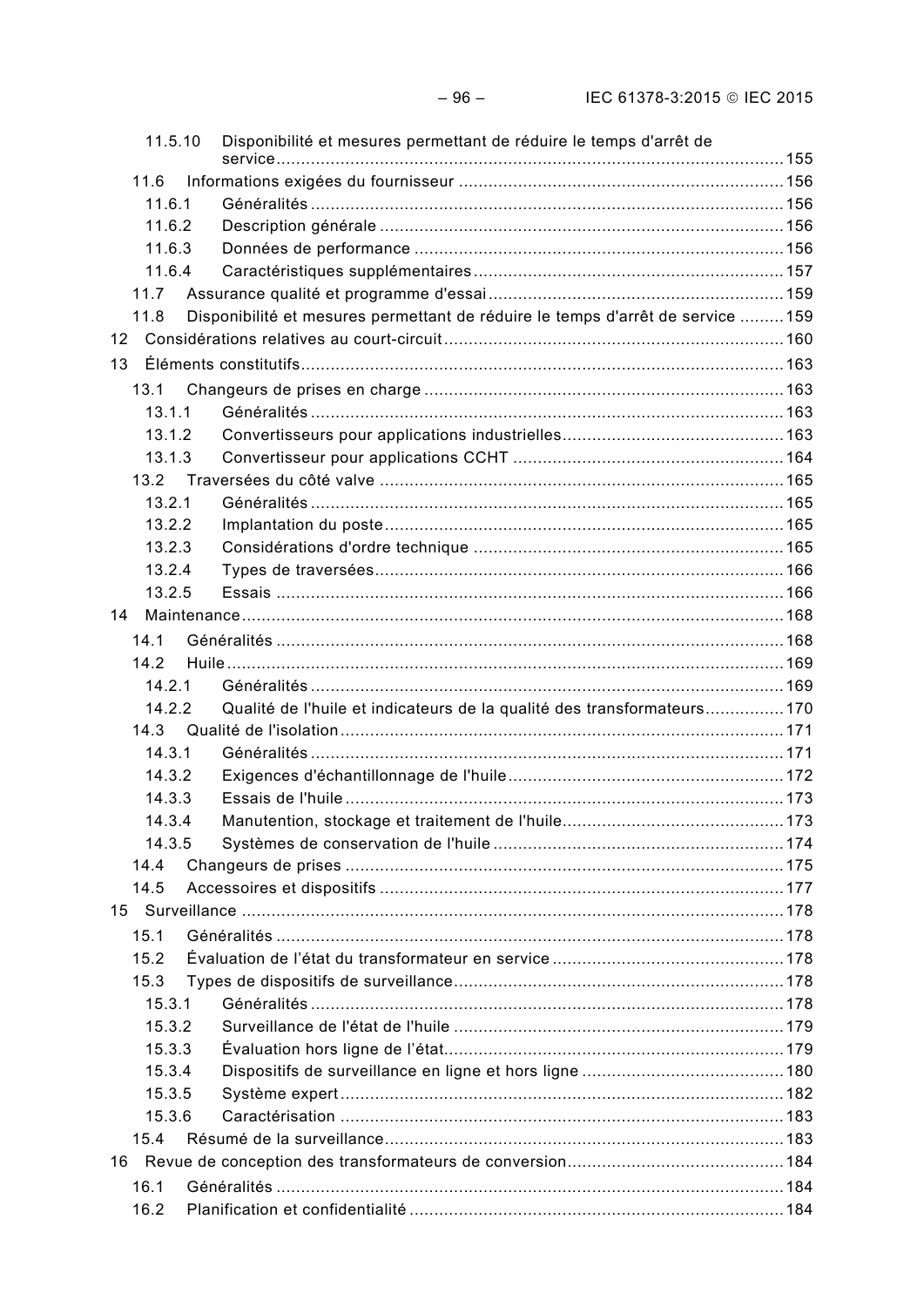11.5.10 Disponibilité et mesures permettant de réduire le temps d'arrêt de service ........................................................................................................ 155

11.6 Informations exigées du fournisseur ........................................................................ 156

11.6.1 Généralités ........................................................................................................ 156

11.6.2 Description générale ........................................................................................ 156

11.6.3 Données de performance .................................................................................. 156

11.6.4 Caractéristiques supplémentaires ..................................................................... 157

11.7 Assurance qualité et programme d'essai .................................................................. 159

11.8 Disponibilité et mesures permettant de réduire le temps d'arrêt de service ......... 159

12 Considérations relatives au court-circuit ........................................................................ 160

13 Éléments constitutifs ........................................................................................................ 163

13.1 Changeurs de prises en charge ................................................................................ 163

13.1.1 Généralités ........................................................................................................ 163

13.1.2 Convertisseurs pour applications industrielles ................................................. 163

13.1.3 Convertisseur pour applications CCHT ............................................................ 164

13.2 Traversées du côté valve .......................................................................................... 165

13.2.1 Généralités ........................................................................................................ 165

13.2.2 Implantation du poste ....................................................................................... 165

13.2.3 Considérations d'ordre technique ..................................................................... 165

13.2.4 Types de traversées .......................................................................................... 166

13.2.5 Essais ................................................................................................................ 166

14 Maintenance ..................................................................................................................... 168

14.1 Généralités ................................................................................................................ 168

14.2 Huile .......................................................................................................................... 169

14.2.1 Généralités ........................................................................................................ 169

14.2.2 Qualité de l'huile et indicateurs de la qualité des transformateurs ................. 170

14.3 Qualité de l'isolation .................................................................................................. 171

14.3.1 Généralités ........................................................................................................ 171

14.3.2 Exigences d'échantillonnage de l'huile .............................................................. 172

14.3.3 Essais de l'huile ................................................................................................ 173

14.3.4 Manutention, stockage et traitement de l'huile ................................................. 173

14.3.5 Systèmes de conservation de l'huile ................................................................ 174

14.4 Changeurs de prises .................................................................................................. 175

14.5 Accessoires et dispositifs .......................................................................................... 177

15 Surveillance ...................................................................................................................... 178

15.1 Généralités ................................................................................................................ 178

15.2 Évaluation de l'état du transformateur en service .................................................... 178

15.3 Types de dispositifs de surveillance ......................................................................... 178

15.3.1 Généralités ........................................................................................................ 178

15.3.2 Surveillance de l'état de l'huile ......................................................................... 179

15.3.3 Évaluation hors ligne de l'état ........................................................................... 179

15.3.4 Dispositifs de surveillance en ligne et hors ligne ............................................. 180

15.3.5 Système expert ................................................................................................. 182

15.3.6 Caractérisation .................................................................................................. 183

15.4 Résumé de la surveillance ........................................................................................ 183

16 Revue de conception des transformateurs de conversion ............................................... 184

16.1 Généralités ................................................................................................................ 184

16.2 Planification et confidentialité ................................................................................... 184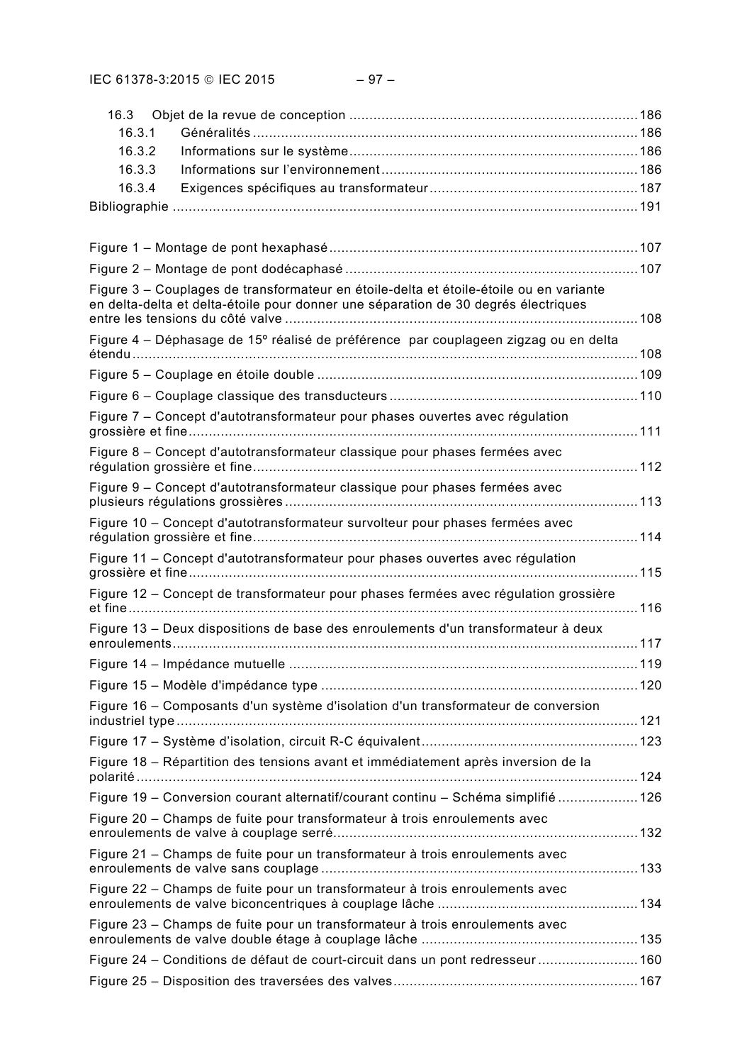16.3 Objet de la revue de conception ........................................................................ 186
16.3.1 Généralités ............................................................................................... 186
16.3.2 Informations sur le système ....................................................................... 186
16.3.3 Informations sur l'environnement ............................................................... 186
16.3.4 Exigences spécifiques au transformateur .................................................... 187
Bibliographie ................................................................................................................ 191

Figure 1 – Montage de pont hexaphasé ........................................................................ 107
Figure 2 – Montage de pont dodécaphasé ..................................................................... 107
Figure 3 – Couplages de transformateur en étoile-delta et étoile-étoile ou en variante en delta-delta et delta-étoile pour donner une séparation de 30 degrés électriques entre les tensions du côté valve ........................................................................................ 108
Figure 4 – Déphasage de 15º réalisé de préférence par couplageen zigzag ou en delta étendu ........................................................................................................................ 108
Figure 5 – Couplage en étoile double ............................................................................ 109
Figure 6 – Couplage classique des transducteurs ......................................................... 110
Figure 7 – Concept d'autotransformateur pour phases ouvertes avec régulation grossière et fine ........................................................................................................... 111
Figure 8 – Concept d'autotransformateur classique pour phases fermées avec régulation grossière et fine ........................................................................................... 112
Figure 9 – Concept d'autotransformateur classique pour phases fermées avec plusieurs régulations grossières ................................................................................... 113
Figure 10 – Concept d'autotransformateur survolteur pour phases fermées avec régulation grossière et fine ........................................................................................... 114
Figure 11 – Concept d'autotransformateur pour phases ouvertes avec régulation grossière et fine ........................................................................................................... 115
Figure 12 – Concept de transformateur pour phases fermées avec régulation grossière et fine ........................................................................................................................ 116
Figure 13 – Deux dispositions de base des enroulements d'un transformateur à deux enroulements ............................................................................................................... 117
Figure 14 – Impédance mutuelle ................................................................................... 119
Figure 15 – Modèle d'impédance type .......................................................................... 120
Figure 16 – Composants d'un système d'isolation d'un transformateur de conversion industriel type .............................................................................................................. 121
Figure 17 – Système d'isolation, circuit R-C équivalent ................................................. 123
Figure 18 – Répartition des tensions avant et immédiatement après inversion de la polarité ........................................................................................................................ 124
Figure 19 – Conversion courant alternatif/courant continu – Schéma simplifié ................ 126
Figure 20 – Champs de fuite pour transformateur à trois enroulements avec enroulements de valve à couplage serré ....................................................................... 132
Figure 21 – Champs de fuite pour un transformateur à trois enroulements avec enroulements de valve sans couplage .......................................................................... 133
Figure 22 – Champs de fuite pour un transformateur à trois enroulements avec enroulements de valve biconcentriques à couplage lâche ............................................. 134
Figure 23 – Champs de fuite pour un transformateur à trois enroulements avec enroulements de valve double étage à couplage lâche .................................................. 135
Figure 24 – Conditions de défaut de court-circuit dans un pont redresseur ..................... 160
Figure 25 – Disposition des traversées des valves ......................................................... 167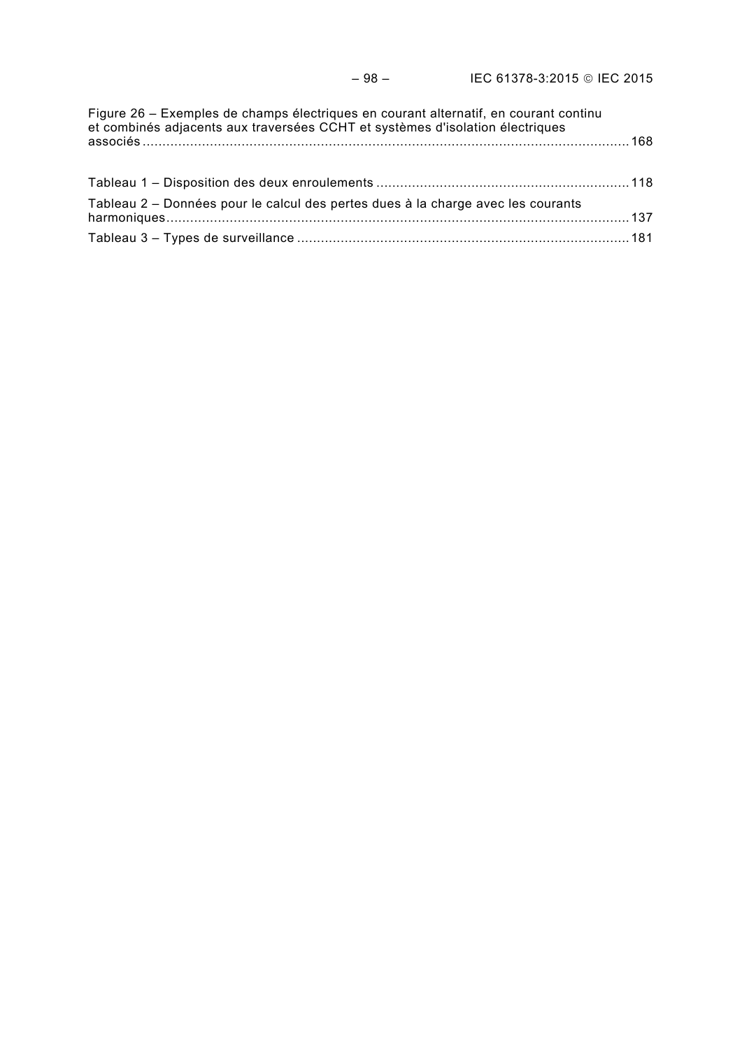Figure 26 – Exemples de champs électriques en courant alternatif, en courant continu et combinés adjacents aux traversées CCHT et systèmes d'isolation électriques associés ........ 168

Tableau 1 – Disposition des deux enroulements ........ 118

Tableau 2 – Données pour le calcul des pertes dues à la charge avec les courants harmoniques ........ 137

Tableau 3 – Types de surveillance ........ 181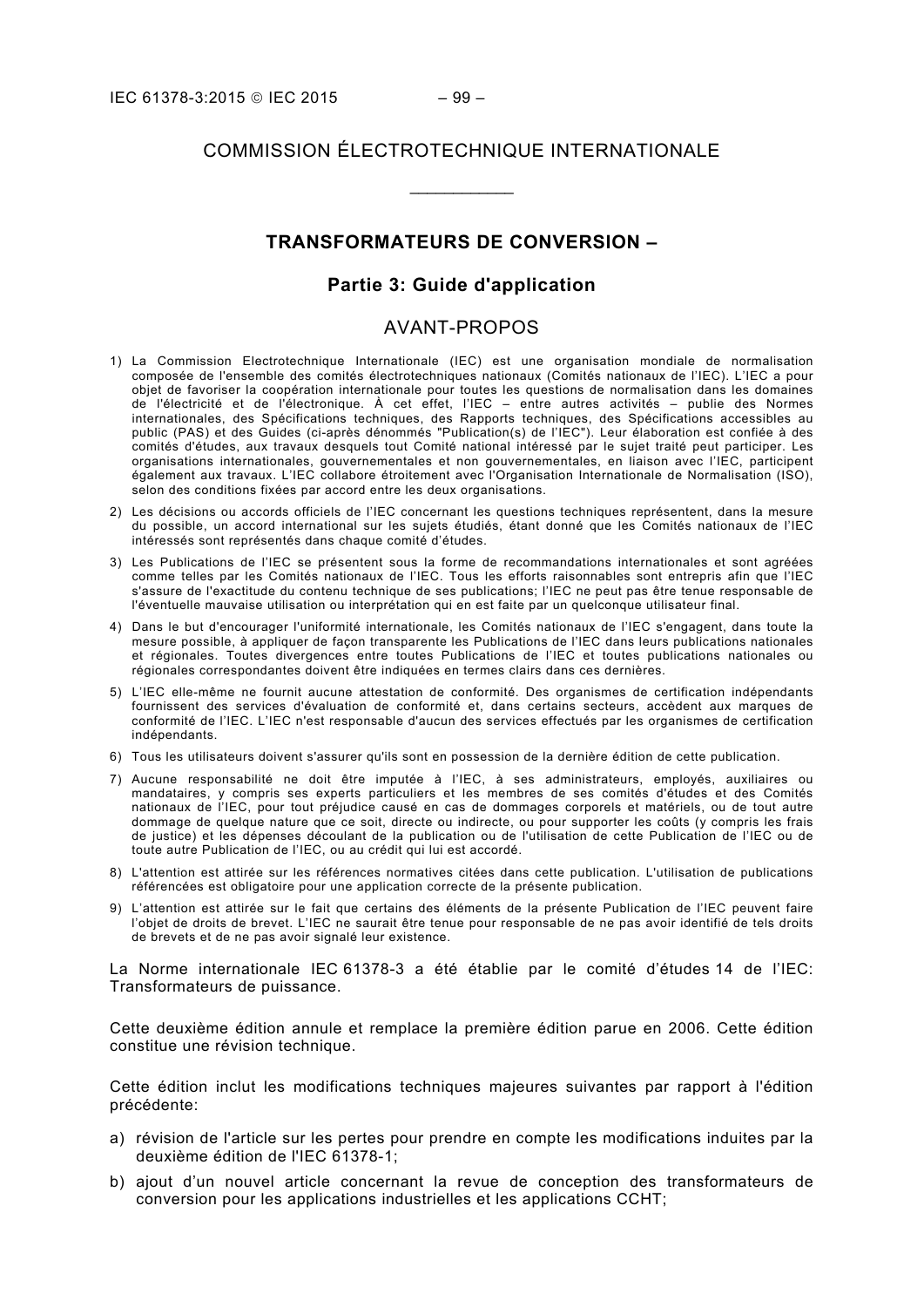# COMMISSION ÉLECTROTECHNIQUE INTERNATIONALE

___________

## TRANSFORMATEURS DE CONVERSION –

### Partie 3: Guide d'application

## AVANT-PROPOS

1) La Commission Electrotechnique Internationale (IEC) est une organisation mondiale de normalisation composée de l'ensemble des comités électrotechniques nationaux (Comités nationaux de l'IEC). L'IEC a pour objet de favoriser la coopération internationale pour toutes les questions de normalisation dans les domaines de l'électricité et de l'électronique. À cet effet, l'IEC – entre autres activités – publie des Normes internationales, des Spécifications techniques, des Rapports techniques, des Spécifications accessibles au public (PAS) et des Guides (ci-après dénommés "Publication(s) de l'IEC"). Leur élaboration est confiée à des comités d'études, aux travaux desquels tout Comité national intéressé par le sujet traité peut participer. Les organisations internationales, gouvernementales et non gouvernementales, en liaison avec l'IEC, participent également aux travaux. L'IEC collabore étroitement avec l'Organisation Internationale de Normalisation (ISO), selon des conditions fixées par accord entre les deux organisations.
2) Les décisions ou accords officiels de l'IEC concernant les questions techniques représentent, dans la mesure du possible, un accord international sur les sujets étudiés, étant donné que les Comités nationaux de l'IEC intéressés sont représentés dans chaque comité d'études.
3) Les Publications de l'IEC se présentent sous la forme de recommandations internationales et sont agréées comme telles par les Comités nationaux de l'IEC. Tous les efforts raisonnables sont entrepris afin que l'IEC s'assure de l'exactitude du contenu technique de ses publications; l'IEC ne peut pas être tenue responsable de l'éventuelle mauvaise utilisation ou interprétation qui en est faite par un quelconque utilisateur final.
4) Dans le but d'encourager l'uniformité internationale, les Comités nationaux de l'IEC s'engagent, dans toute la mesure possible, à appliquer de façon transparente les Publications de l'IEC dans leurs publications nationales et régionales. Toutes divergences entre toutes Publications de l'IEC et toutes publications nationales ou régionales correspondantes doivent être indiquées en termes clairs dans ces dernières.
5) L'IEC elle-même ne fournit aucune attestation de conformité. Des organismes de certification indépendants fournissent des services d'évaluation de conformité et, dans certains secteurs, accèdent aux marques de conformité de l'IEC. L'IEC n'est responsable d'aucun des services effectués par les organismes de certification indépendants.
6) Tous les utilisateurs doivent s'assurer qu'ils sont en possession de la dernière édition de cette publication.
7) Aucune responsabilité ne doit être imputée à l'IEC, à ses administrateurs, employés, auxiliaires ou mandataires, y compris ses experts particuliers et les membres de ses comités d'études et des Comités nationaux de l'IEC, pour tout préjudice causé en cas de dommages corporels et matériels, ou de tout autre dommage de quelque nature que ce soit, directe ou indirecte, ou pour supporter les coûts (y compris les frais de justice) et les dépenses découlant de la publication ou de l'utilisation de cette Publication de l'IEC ou de toute autre Publication de l'IEC, ou au crédit qui lui est accordé.
8) L'attention est attirée sur les références normatives citées dans cette publication. L'utilisation de publications référencées est obligatoire pour une application correcte de la présente publication.
9) L'attention est attirée sur le fait que certains des éléments de la présente Publication de l'IEC peuvent faire l'objet de droits de brevet. L'IEC ne saurait être tenue pour responsable de ne pas avoir identifié de tels droits de brevets et de ne pas avoir signalé leur existence.

La Norme internationale IEC 61378-3 a été établie par le comité d'études 14 de l'IEC: Transformateurs de puissance.

Cette deuxième édition annule et remplace la première édition parue en 2006. Cette édition constitue une révision technique.

Cette édition inclut les modifications techniques majeures suivantes par rapport à l'édition précédente:

a) révision de l'article sur les pertes pour prendre en compte les modifications induites par la deuxième édition de l'IEC 61378-1;
b) ajout d'un nouvel article concernant la revue de conception des transformateurs de conversion pour les applications industrielles et les applications CCHT;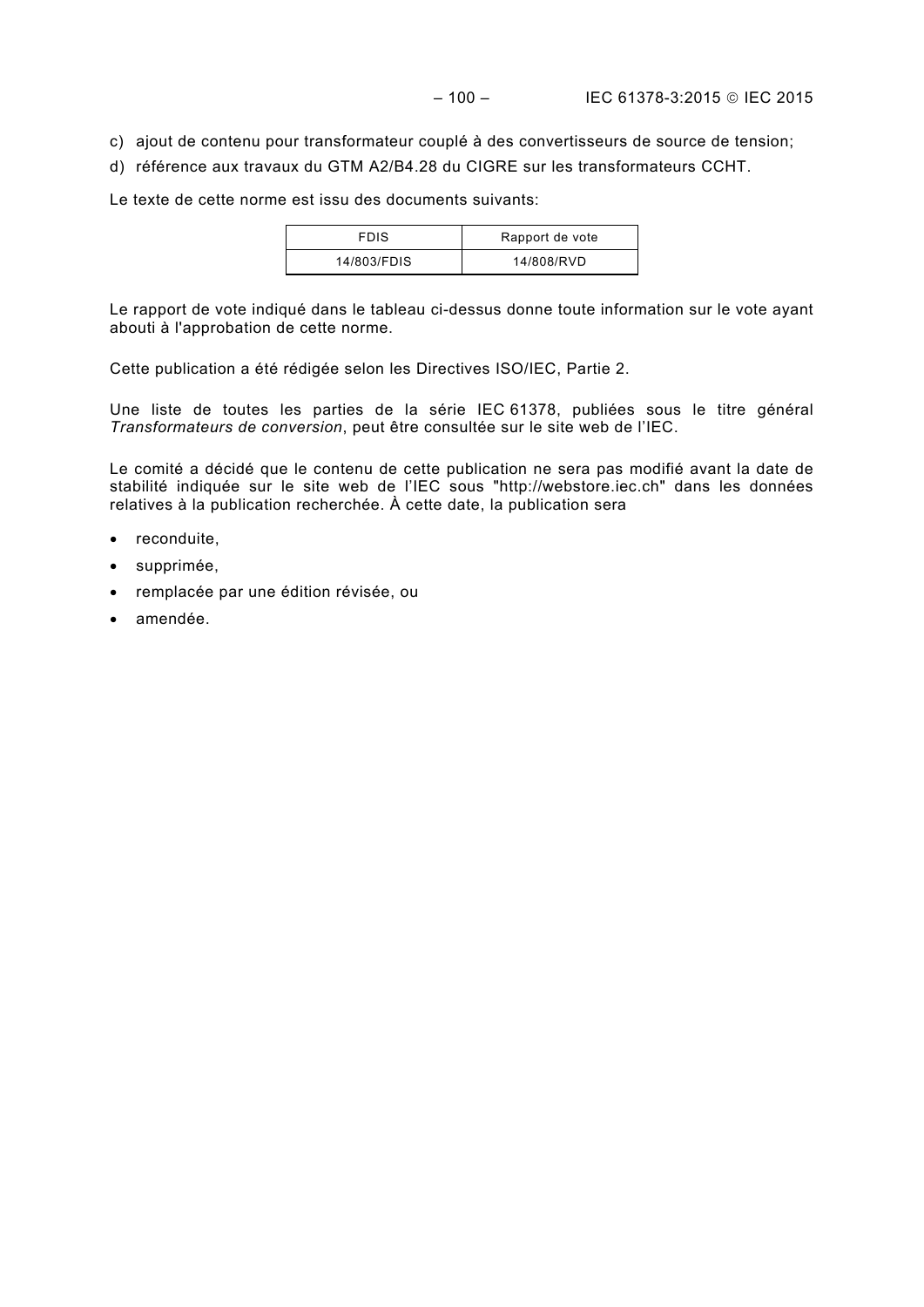c) ajout de contenu pour transformateur couplé à des convertisseurs de source de tension;

d) référence aux travaux du GTM A2/B4.28 du CIGRE sur les transformateurs CCHT.

Le texte de cette norme est issu des documents suivants:

| FDIS | Rapport de vote |
|---|---|
| 14/803/FDIS | 14/808/RVD |

Le rapport de vote indiqué dans le tableau ci-dessus donne toute information sur le vote ayant abouti à l'approbation de cette norme.

Cette publication a été rédigée selon les Directives ISO/IEC, Partie 2.

Une liste de toutes les parties de la série IEC 61378, publiées sous le titre général *Transformateurs de conversion*, peut être consultée sur le site web de l'IEC.

Le comité a décidé que le contenu de cette publication ne sera pas modifié avant la date de stabilité indiquée sur le site web de l'IEC sous "http://webstore.iec.ch" dans les données relatives à la publication recherchée. À cette date, la publication sera

- reconduite,
- supprimée,
- remplacée par une édition révisée, ou
- amendée.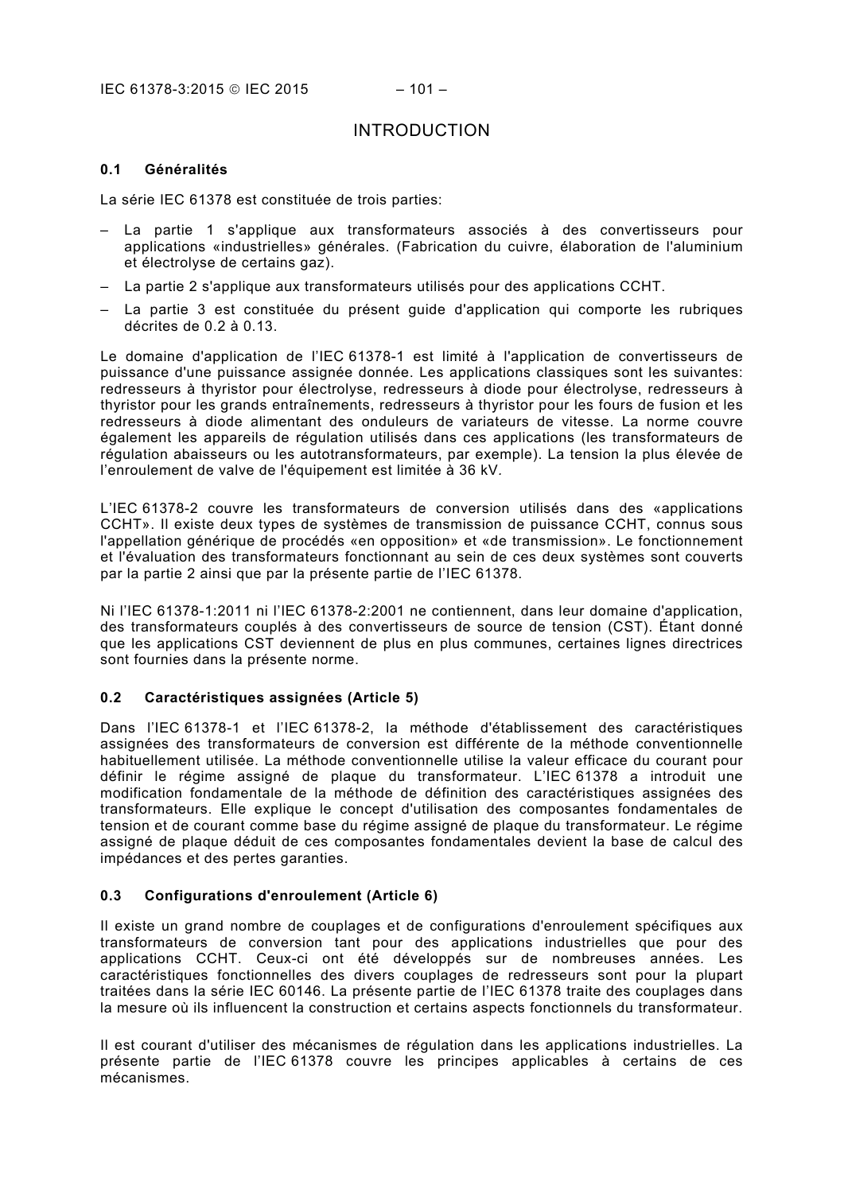# INTRODUCTION

## 0.1 Généralités

La série IEC 61378 est constituée de trois parties:

- La partie 1 s'applique aux transformateurs associés à des convertisseurs pour applications «industrielles» générales. (Fabrication du cuivre, élaboration de l'aluminium et électrolyse de certains gaz).
- La partie 2 s'applique aux transformateurs utilisés pour des applications CCHT.
- La partie 3 est constituée du présent guide d'application qui comporte les rubriques décrites de 0.2 à 0.13.

Le domaine d'application de l'IEC 61378-1 est limité à l'application de convertisseurs de puissance d'une puissance assignée donnée. Les applications classiques sont les suivantes: redresseurs à thyristor pour électrolyse, redresseurs à diode pour électrolyse, redresseurs à thyristor pour les grands entraînements, redresseurs à thyristor pour les fours de fusion et les redresseurs à diode alimentant des onduleurs de variateurs de vitesse. La norme couvre également les appareils de régulation utilisés dans ces applications (les transformateurs de régulation abaisseurs ou les autotransformateurs, par exemple). La tension la plus élevée de l'enroulement de valve de l'équipement est limitée à 36 kV.

L'IEC 61378-2 couvre les transformateurs de conversion utilisés dans des «applications CCHT». Il existe deux types de systèmes de transmission de puissance CCHT, connus sous l'appellation générique de procédés «en opposition» et «de transmission». Le fonctionnement et l'évaluation des transformateurs fonctionnant au sein de ces deux systèmes sont couverts par la partie 2 ainsi que par la présente partie de l'IEC 61378.

Ni l'IEC 61378-1:2011 ni l'IEC 61378-2:2001 ne contiennent, dans leur domaine d'application, des transformateurs couplés à des convertisseurs de source de tension (CST). Étant donné que les applications CST deviennent de plus en plus communes, certaines lignes directrices sont fournies dans la présente norme.

## 0.2 Caractéristiques assignées (Article 5)

Dans l'IEC 61378-1 et l'IEC 61378-2, la méthode d'établissement des caractéristiques assignées des transformateurs de conversion est différente de la méthode conventionnelle habituellement utilisée. La méthode conventionnelle utilise la valeur efficace du courant pour définir le régime assigné de plaque du transformateur. L'IEC 61378 a introduit une modification fondamentale de la méthode de définition des caractéristiques assignées des transformateurs. Elle explique le concept d'utilisation des composantes fondamentales de tension et de courant comme base du régime assigné de plaque du transformateur. Le régime assigné de plaque déduit de ces composantes fondamentales devient la base de calcul des impédances et des pertes garanties.

## 0.3 Configurations d'enroulement (Article 6)

Il existe un grand nombre de couplages et de configurations d'enroulement spécifiques aux transformateurs de conversion tant pour des applications industrielles que pour des applications CCHT. Ceux-ci ont été développés sur de nombreuses années. Les caractéristiques fonctionnelles des divers couplages de redresseurs sont pour la plupart traitées dans la série IEC 60146. La présente partie de l'IEC 61378 traite des couplages dans la mesure où ils influencent la construction et certains aspects fonctionnels du transformateur.

Il est courant d'utiliser des mécanismes de régulation dans les applications industrielles. La présente partie de l'IEC 61378 couvre les principes applicables à certains de ces mécanismes.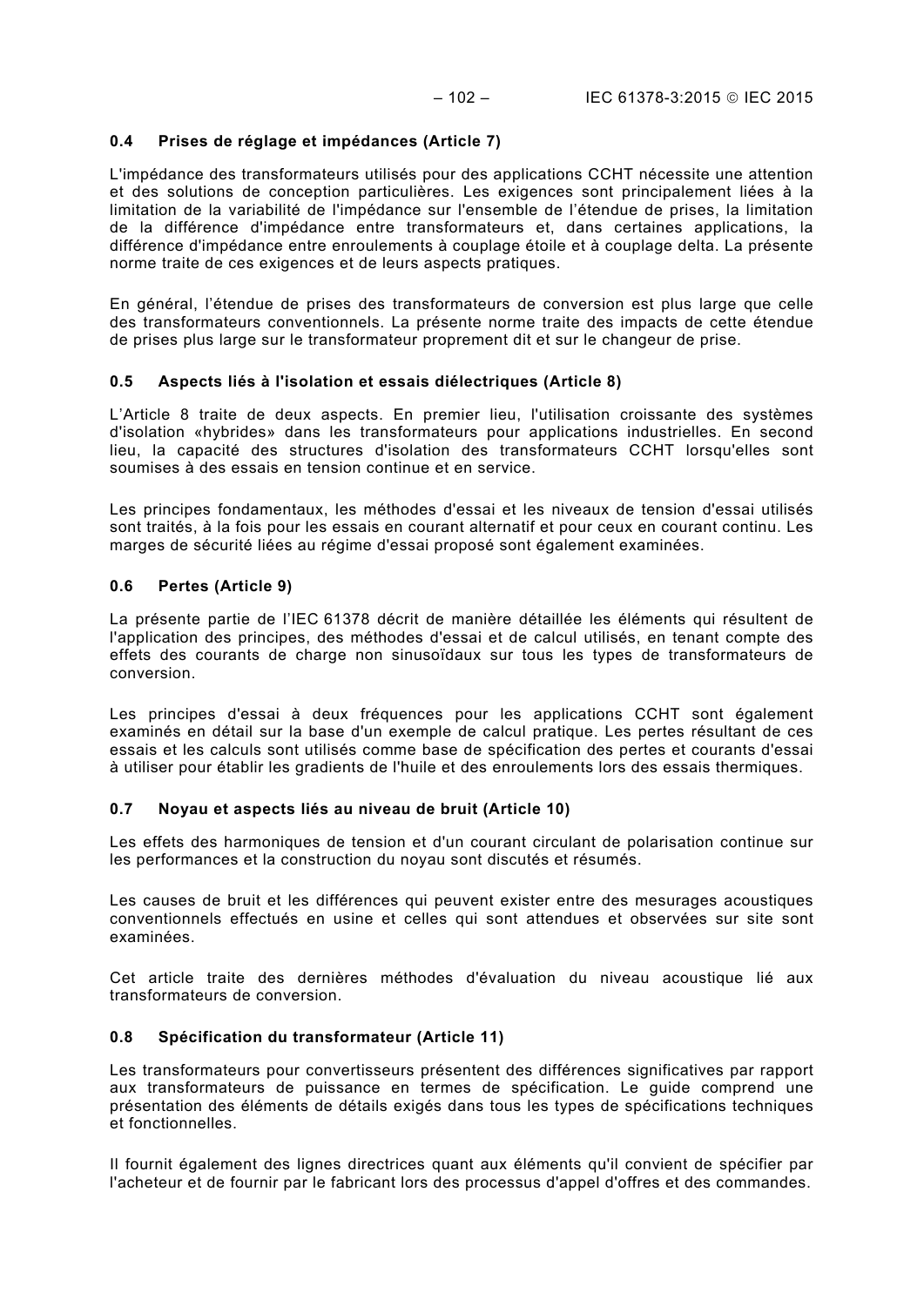### 0.4 Prises de réglage et impédances (Article 7)

L'impédance des transformateurs utilisés pour des applications CCHT nécessite une attention et des solutions de conception particulières. Les exigences sont principalement liées à la limitation de la variabilité de l'impédance sur l'ensemble de l'étendue de prises, la limitation de la différence d'impédance entre transformateurs et, dans certaines applications, la différence d'impédance entre enroulements à couplage étoile et à couplage delta. La présente norme traite de ces exigences et de leurs aspects pratiques.

En général, l'étendue de prises des transformateurs de conversion est plus large que celle des transformateurs conventionnels. La présente norme traite des impacts de cette étendue de prises plus large sur le transformateur proprement dit et sur le changeur de prise.

### 0.5 Aspects liés à l'isolation et essais diélectriques (Article 8)

L'Article 8 traite de deux aspects. En premier lieu, l'utilisation croissante des systèmes d'isolation «hybrides» dans les transformateurs pour applications industrielles. En second lieu, la capacité des structures d'isolation des transformateurs CCHT lorsqu'elles sont soumises à des essais en tension continue et en service.

Les principes fondamentaux, les méthodes d'essai et les niveaux de tension d'essai utilisés sont traités, à la fois pour les essais en courant alternatif et pour ceux en courant continu. Les marges de sécurité liées au régime d'essai proposé sont également examinées.

### 0.6 Pertes (Article 9)

La présente partie de l'IEC 61378 décrit de manière détaillée les éléments qui résultent de l'application des principes, des méthodes d'essai et de calcul utilisés, en tenant compte des effets des courants de charge non sinusoïdaux sur tous les types de transformateurs de conversion.

Les principes d'essai à deux fréquences pour les applications CCHT sont également examinés en détail sur la base d'un exemple de calcul pratique. Les pertes résultant de ces essais et les calculs sont utilisés comme base de spécification des pertes et courants d'essai à utiliser pour établir les gradients de l'huile et des enroulements lors des essais thermiques.

### 0.7 Noyau et aspects liés au niveau de bruit (Article 10)

Les effets des harmoniques de tension et d'un courant circulant de polarisation continue sur les performances et la construction du noyau sont discutés et résumés.

Les causes de bruit et les différences qui peuvent exister entre des mesurages acoustiques conventionnels effectués en usine et celles qui sont attendues et observées sur site sont examinées.

Cet article traite des dernières méthodes d'évaluation du niveau acoustique lié aux transformateurs de conversion.

### 0.8 Spécification du transformateur (Article 11)

Les transformateurs pour convertisseurs présentent des différences significatives par rapport aux transformateurs de puissance en termes de spécification. Le guide comprend une présentation des éléments de détails exigés dans tous les types de spécifications techniques et fonctionnelles.

Il fournit également des lignes directrices quant aux éléments qu'il convient de spécifier par l'acheteur et de fournir par le fabricant lors des processus d'appel d'offres et des commandes.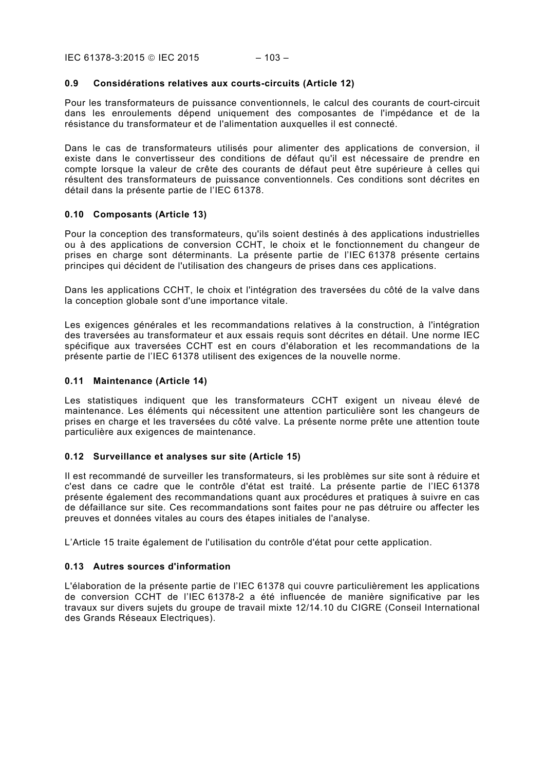### 0.9 Considérations relatives aux courts-circuits (Article 12)

Pour les transformateurs de puissance conventionnels, le calcul des courants de court-circuit dans les enroulements dépend uniquement des composantes de l'impédance et de la résistance du transformateur et de l'alimentation auxquelles il est connecté.

Dans le cas de transformateurs utilisés pour alimenter des applications de conversion, il existe dans le convertisseur des conditions de défaut qu'il est nécessaire de prendre en compte lorsque la valeur de crête des courants de défaut peut être supérieure à celles qui résultent des transformateurs de puissance conventionnels. Ces conditions sont décrites en détail dans la présente partie de l'IEC 61378.

### 0.10 Composants (Article 13)

Pour la conception des transformateurs, qu'ils soient destinés à des applications industrielles ou à des applications de conversion CCHT, le choix et le fonctionnement du changeur de prises en charge sont déterminants. La présente partie de l'IEC 61378 présente certains principes qui décident de l'utilisation des changeurs de prises dans ces applications.

Dans les applications CCHT, le choix et l'intégration des traversées du côté de la valve dans la conception globale sont d'une importance vitale.

Les exigences générales et les recommandations relatives à la construction, à l'intégration des traversées au transformateur et aux essais requis sont décrites en détail. Une norme IEC spécifique aux traversées CCHT est en cours d'élaboration et les recommandations de la présente partie de l'IEC 61378 utilisent des exigences de la nouvelle norme.

### 0.11 Maintenance (Article 14)

Les statistiques indiquent que les transformateurs CCHT exigent un niveau élevé de maintenance. Les éléments qui nécessitent une attention particulière sont les changeurs de prises en charge et les traversées du côté valve. La présente norme prête une attention toute particulière aux exigences de maintenance.

### 0.12 Surveillance et analyses sur site (Article 15)

Il est recommandé de surveiller les transformateurs, si les problèmes sur site sont à réduire et c'est dans ce cadre que le contrôle d'état est traité. La présente partie de l'IEC 61378 présente également des recommandations quant aux procédures et pratiques à suivre en cas de défaillance sur site. Ces recommandations sont faites pour ne pas détruire ou affecter les preuves et données vitales au cours des étapes initiales de l'analyse.

L'Article 15 traite également de l'utilisation du contrôle d'état pour cette application.

### 0.13 Autres sources d'information

L'élaboration de la présente partie de l'IEC 61378 qui couvre particulièrement les applications de conversion CCHT de l'IEC 61378-2 a été influencée de manière significative par les travaux sur divers sujets du groupe de travail mixte 12/14.10 du CIGRE (Conseil International des Grands Réseaux Electriques).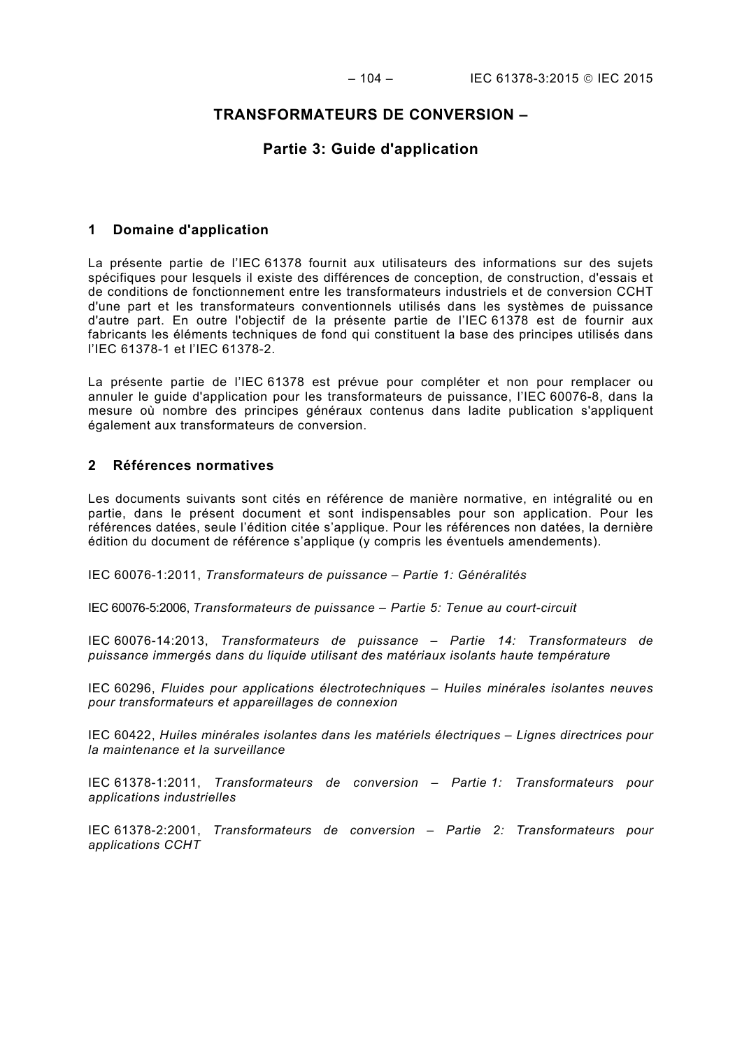# TRANSFORMATEURS DE CONVERSION –

## Partie 3: Guide d'application

## 1 Domaine d'application

La présente partie de l'IEC 61378 fournit aux utilisateurs des informations sur des sujets spécifiques pour lesquels il existe des différences de conception, de construction, d'essais et de conditions de fonctionnement entre les transformateurs industriels et de conversion CCHT d'une part et les transformateurs conventionnels utilisés dans les systèmes de puissance d'autre part. En outre l'objectif de la présente partie de l'IEC 61378 est de fournir aux fabricants les éléments techniques de fond qui constituent la base des principes utilisés dans l'IEC 61378-1 et l'IEC 61378-2.

La présente partie de l'IEC 61378 est prévue pour compléter et non pour remplacer ou annuler le guide d'application pour les transformateurs de puissance, l'IEC 60076-8, dans la mesure où nombre des principes généraux contenus dans ladite publication s'appliquent également aux transformateurs de conversion.

## 2 Références normatives

Les documents suivants sont cités en référence de manière normative, en intégralité ou en partie, dans le présent document et sont indispensables pour son application. Pour les références datées, seule l'édition citée s'applique. Pour les références non datées, la dernière édition du document de référence s'applique (y compris les éventuels amendements).

IEC 60076-1:2011, *Transformateurs de puissance – Partie 1: Généralités*

IEC 60076-5:2006, *Transformateurs de puissance – Partie 5: Tenue au court-circuit*

IEC 60076-14:2013, *Transformateurs de puissance – Partie 14: Transformateurs de puissance immergés dans du liquide utilisant des matériaux isolants haute température*

IEC 60296, *Fluides pour applications électrotechniques – Huiles minérales isolantes neuves pour transformateurs et appareillages de connexion*

IEC 60422, *Huiles minérales isolantes dans les matériels électriques – Lignes directrices pour la maintenance et la surveillance*

IEC 61378-1:2011, *Transformateurs de conversion – Partie 1: Transformateurs pour applications industrielles*

IEC 61378-2:2001, *Transformateurs de conversion – Partie 2: Transformateurs pour applications CCHT*